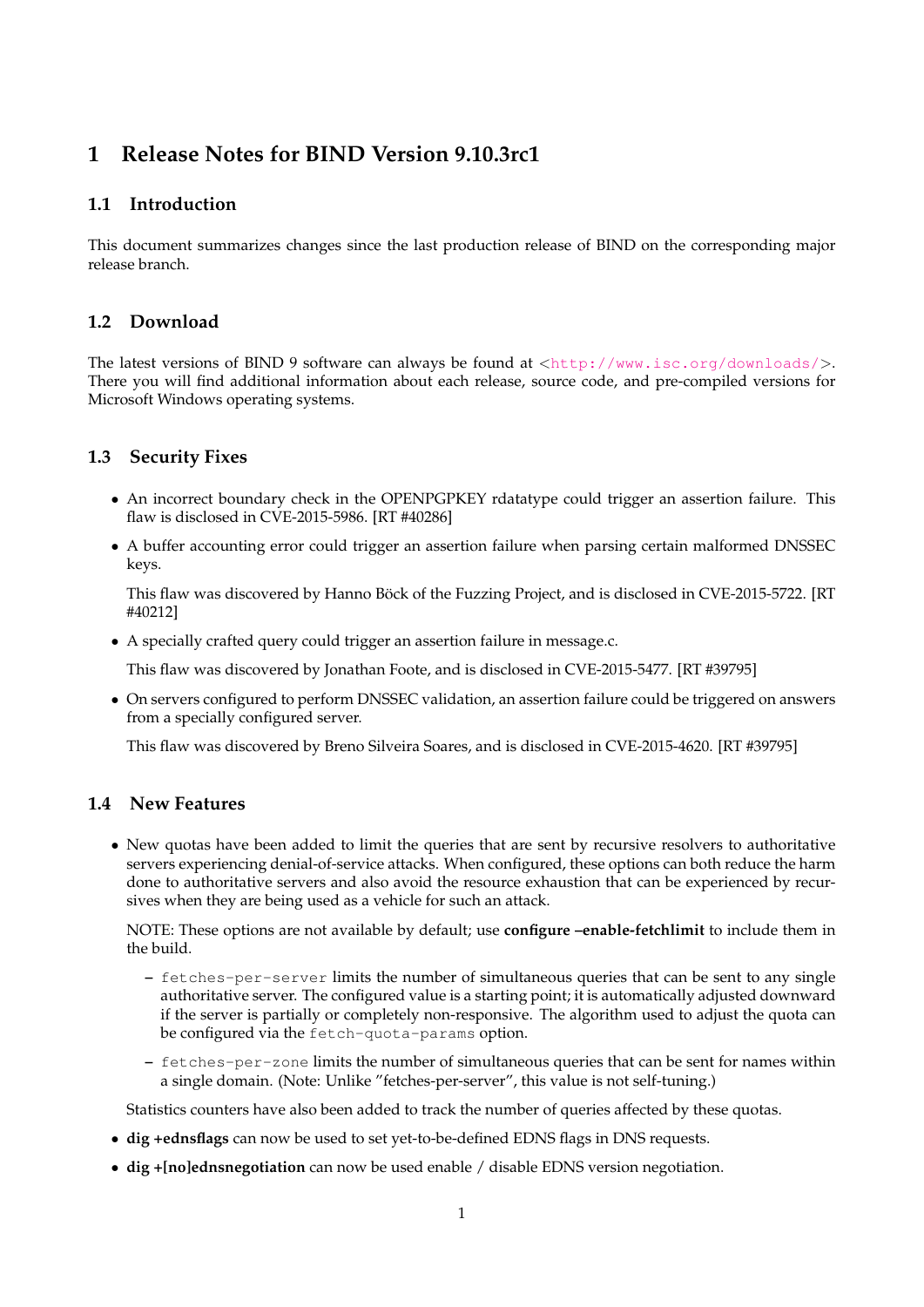# 1 Release Notes for BIND Version 9.10.3rc1

## 1.1 Introduction

This document summarizes changes since the last production release of BIND on the corresponding major release branch.

## 1.2 Download

The latest versions of BIND 9 software can always be found at <http://www.isc.org/downloads/>. There you will find additional information about each release, source code, and pre-compiled versions for Microsoft Windows operating systems.

## 1.3 Security Fixes

- An incorrect boundary check in the OPENPGPKEY rdatatype could trigger an assertion failure. This flaw is disclosed in CVE-2015-5986. [RT #40286]
- A buffer accounting error could trigger an assertion failure when parsing certain malformed DNSSEC keys.

  This flaw was discovered by Hanno Böck of the Fuzzing Project, and is disclosed in CVE-2015-5722. [RT #40212]
- A specially crafted query could trigger an assertion failure in message.c.

  This flaw was discovered by Jonathan Foote, and is disclosed in CVE-2015-5477. [RT #39795]
- On servers configured to perform DNSSEC validation, an assertion failure could be triggered on answers from a specially configured server.

  This flaw was discovered by Breno Silveira Soares, and is disclosed in CVE-2015-4620. [RT #39795]

## 1.4 New Features

- New quotas have been added to limit the queries that are sent by recursive resolvers to authoritative servers experiencing denial-of-service attacks. When configured, these options can both reduce the harm done to authoritative servers and also avoid the resource exhaustion that can be experienced by recursives when they are being used as a vehicle for such an attack.

  NOTE: These options are not available by default; use **configure –enable-fetchlimit** to include them in the build.

  - `fetches-per-server` limits the number of simultaneous queries that can be sent to any single authoritative server. The configured value is a starting point; it is automatically adjusted downward if the server is partially or completely non-responsive. The algorithm used to adjust the quota can be configured via the `fetch-quota-params` option.
  - `fetches-per-zone` limits the number of simultaneous queries that can be sent for names within a single domain. (Note: Unlike "fetches-per-server", this value is not self-tuning.)

  Statistics counters have also been added to track the number of queries affected by these quotas.
- **dig +ednsflags** can now be used to set yet-to-be-defined EDNS flags in DNS requests.
- **dig +[no]ednsnegotiation** can now be used enable / disable EDNS version negotiation.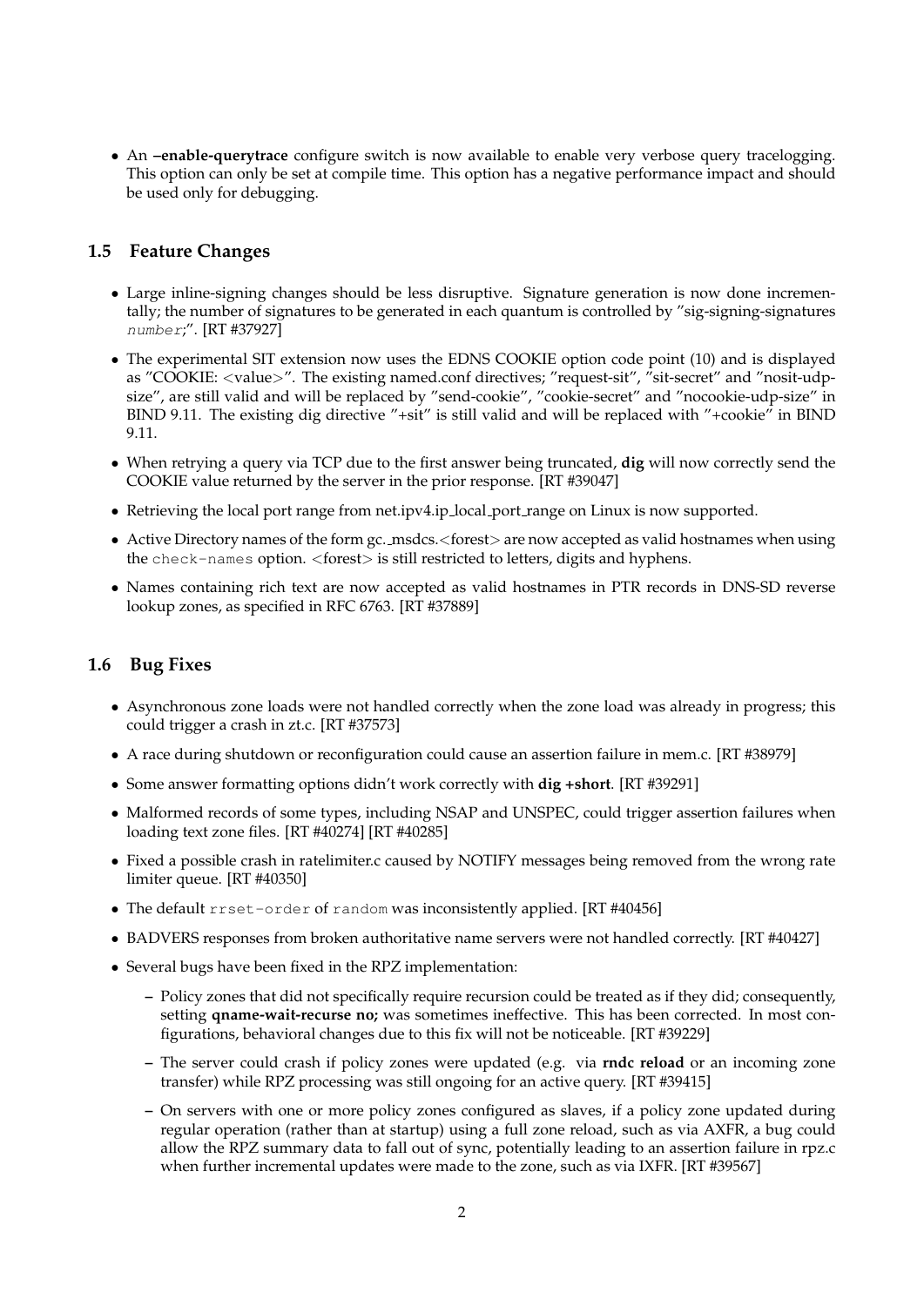- An **–enable-querytrace** configure switch is now available to enable very verbose query tracelogging. This option can only be set at compile time. This option has a negative performance impact and should be used only for debugging.

## 1.5 Feature Changes

- Large inline-signing changes should be less disruptive. Signature generation is now done incrementally; the number of signatures to be generated in each quantum is controlled by "sig-signing-signatures *number*;". [RT #37927]
- The experimental SIT extension now uses the EDNS COOKIE option code point (10) and is displayed as "COOKIE: <value>". The existing named.conf directives; "request-sit", "sit-secret" and "nosit-udp-size", are still valid and will be replaced by "send-cookie", "cookie-secret" and "nocookie-udp-size" in BIND 9.11. The existing dig directive "+sit" is still valid and will be replaced with "+cookie" in BIND 9.11.
- When retrying a query via TCP due to the first answer being truncated, **dig** will now correctly send the COOKIE value returned by the server in the prior response. [RT #39047]
- Retrieving the local port range from net.ipv4.ip_local_port_range on Linux is now supported.
- Active Directory names of the form gc._msdcs.<forest> are now accepted as valid hostnames when using the `check-names` option. <forest> is still restricted to letters, digits and hyphens.
- Names containing rich text are now accepted as valid hostnames in PTR records in DNS-SD reverse lookup zones, as specified in RFC 6763. [RT #37889]

## 1.6 Bug Fixes

- Asynchronous zone loads were not handled correctly when the zone load was already in progress; this could trigger a crash in zt.c. [RT #37573]
- A race during shutdown or reconfiguration could cause an assertion failure in mem.c. [RT #38979]
- Some answer formatting options didn't work correctly with **dig +short**. [RT #39291]
- Malformed records of some types, including NSAP and UNSPEC, could trigger assertion failures when loading text zone files. [RT #40274] [RT #40285]
- Fixed a possible crash in ratelimiter.c caused by NOTIFY messages being removed from the wrong rate limiter queue. [RT #40350]
- The default `rrset-order` of `random` was inconsistently applied. [RT #40456]
- BADVERS responses from broken authoritative name servers were not handled correctly. [RT #40427]
- Several bugs have been fixed in the RPZ implementation:
  - Policy zones that did not specifically require recursion could be treated as if they did; consequently, setting **qname-wait-recurse no;** was sometimes ineffective. This has been corrected. In most configurations, behavioral changes due to this fix will not be noticeable. [RT #39229]
  - The server could crash if policy zones were updated (e.g. via **rndc reload** or an incoming zone transfer) while RPZ processing was still ongoing for an active query. [RT #39415]
  - On servers with one or more policy zones configured as slaves, if a policy zone updated during regular operation (rather than at startup) using a full zone reload, such as via AXFR, a bug could allow the RPZ summary data to fall out of sync, potentially leading to an assertion failure in rpz.c when further incremental updates were made to the zone, such as via IXFR. [RT #39567]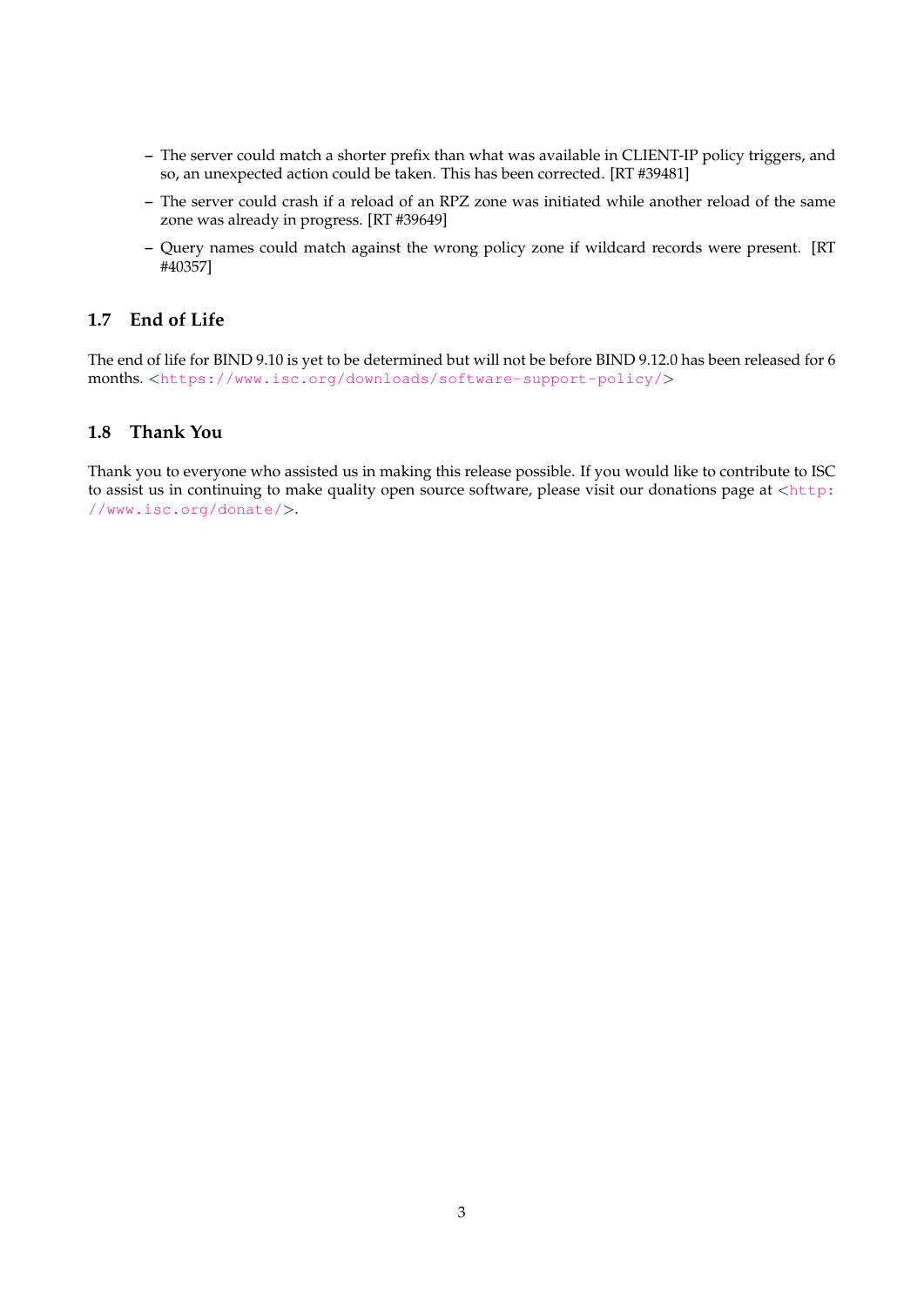- The server could match a shorter prefix than what was available in CLIENT-IP policy triggers, and so, an unexpected action could be taken. This has been corrected. [RT #39481]
- The server could crash if a reload of an RPZ zone was initiated while another reload of the same zone was already in progress. [RT #39649]
- Query names could match against the wrong policy zone if wildcard records were present. [RT #40357]

## 1.7 End of Life

The end of life for BIND 9.10 is yet to be determined but will not be before BIND 9.12.0 has been released for 6 months. <https://www.isc.org/downloads/software-support-policy/>

## 1.8 Thank You

Thank you to everyone who assisted us in making this release possible. If you would like to contribute to ISC to assist us in continuing to make quality open source software, please visit our donations page at <http://www.isc.org/donate/>.